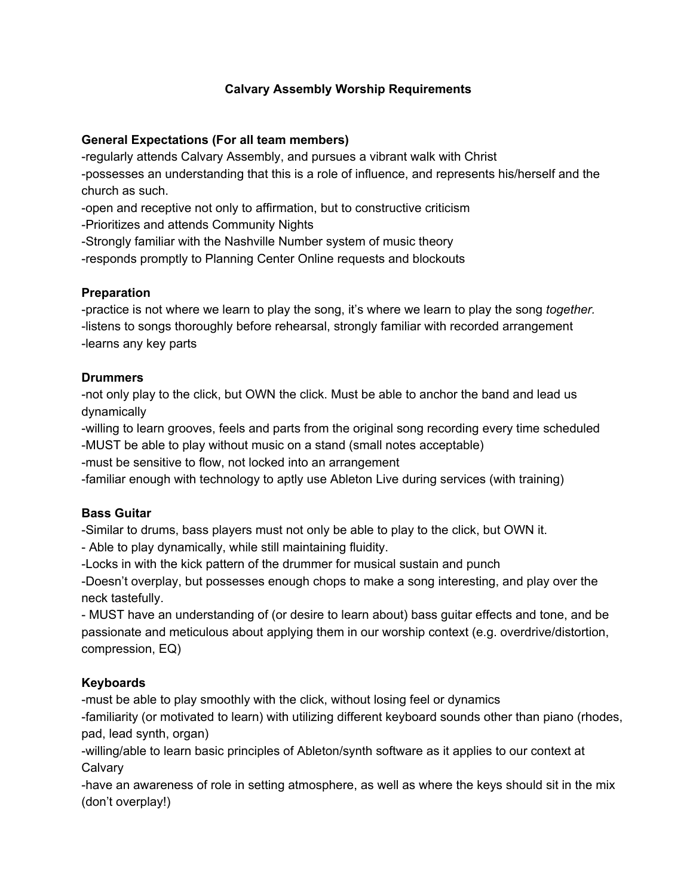# Calvary Assembly Worship Requirements

**General Expectations (For all team members)**

-regularly attends Calvary Assembly, and pursues a vibrant walk with Christ
-possesses an understanding that this is a role of influence, and represents his/herself and the church as such.
-open and receptive not only to affirmation, but to constructive criticism
-Prioritizes and attends Community Nights
-Strongly familiar with the Nashville Number system of music theory
-responds promptly to Planning Center Online requests and blockouts

**Preparation**

-practice is not where we learn to play the song, it's where we learn to play the song *together.*
-listens to songs thoroughly before rehearsal, strongly familiar with recorded arrangement
-learns any key parts

**Drummers**

-not only play to the click, but OWN the click. Must be able to anchor the band and lead us dynamically
-willing to learn grooves, feels and parts from the original song recording every time scheduled
-MUST be able to play without music on a stand (small notes acceptable)
-must be sensitive to flow, not locked into an arrangement
-familiar enough with technology to aptly use Ableton Live during services (with training)

**Bass Guitar**

-Similar to drums, bass players must not only be able to play to the click, but OWN it.
- Able to play dynamically, while still maintaining fluidity.
-Locks in with the kick pattern of the drummer for musical sustain and punch
-Doesn't overplay, but possesses enough chops to make a song interesting, and play over the neck tastefully.
- MUST have an understanding of (or desire to learn about) bass guitar effects and tone, and be passionate and meticulous about applying them in our worship context (e.g. overdrive/distortion, compression, EQ)

**Keyboards**

-must be able to play smoothly with the click, without losing feel or dynamics
-familiarity (or motivated to learn) with utilizing different keyboard sounds other than piano (rhodes, pad, lead synth, organ)
-willing/able to learn basic principles of Ableton/synth software as it applies to our context at Calvary
-have an awareness of role in setting atmosphere, as well as where the keys should sit in the mix (don't overplay!)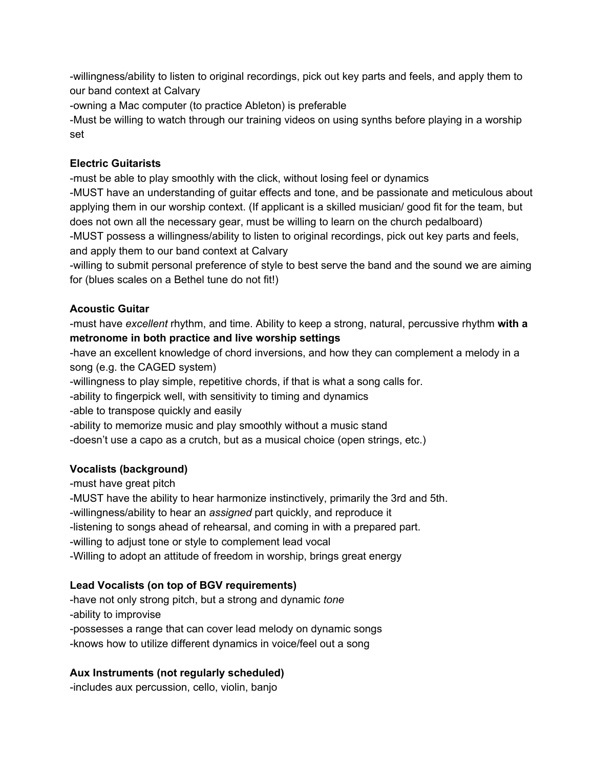-willingness/ability to listen to original recordings, pick out key parts and feels, and apply them to our band context at Calvary
-owning a Mac computer (to practice Ableton) is preferable
-Must be willing to watch through our training videos on using synths before playing in a worship set

**Electric Guitarists**
-must be able to play smoothly with the click, without losing feel or dynamics
-MUST have an understanding of guitar effects and tone, and be passionate and meticulous about applying them in our worship context. (If applicant is a skilled musician/ good fit for the team, but does not own all the necessary gear, must be willing to learn on the church pedalboard)
-MUST possess a willingness/ability to listen to original recordings, pick out key parts and feels, and apply them to our band context at Calvary
-willing to submit personal preference of style to best serve the band and the sound we are aiming for (blues scales on a Bethel tune do not fit!)

**Acoustic Guitar**
-must have *excellent* rhythm, and time. Ability to keep a strong, natural, percussive rhythm **with a metronome in both practice and live worship settings**
-have an excellent knowledge of chord inversions, and how they can complement a melody in a song (e.g. the CAGED system)
-willingness to play simple, repetitive chords, if that is what a song calls for.
-ability to fingerpick well, with sensitivity to timing and dynamics
-able to transpose quickly and easily
-ability to memorize music and play smoothly without a music stand
-doesn't use a capo as a crutch, but as a musical choice (open strings, etc.)

**Vocalists (background)**
-must have great pitch
-MUST have the ability to hear harmonize instinctively, primarily the 3rd and 5th.
-willingness/ability to hear an *assigned* part quickly, and reproduce it
-listening to songs ahead of rehearsal, and coming in with a prepared part.
-willing to adjust tone or style to complement lead vocal
-Willing to adopt an attitude of freedom in worship, brings great energy

**Lead Vocalists (on top of BGV requirements)**
-have not only strong pitch, but a strong and dynamic *tone*
-ability to improvise
-possesses a range that can cover lead melody on dynamic songs
-knows how to utilize different dynamics in voice/feel out a song

**Aux Instruments (not regularly scheduled)**
-includes aux percussion, cello, violin, banjo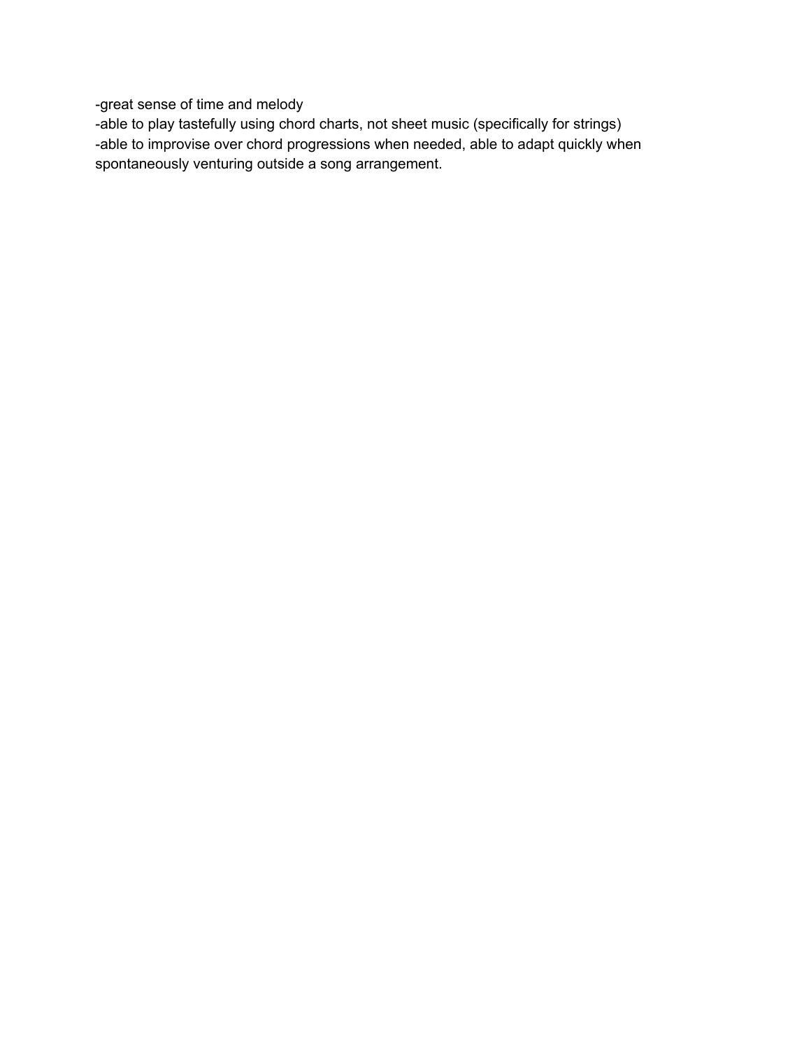-great sense of time and melody
-able to play tastefully using chord charts, not sheet music (specifically for strings)
-able to improvise over chord progressions when needed, able to adapt quickly when spontaneously venturing outside a song arrangement.